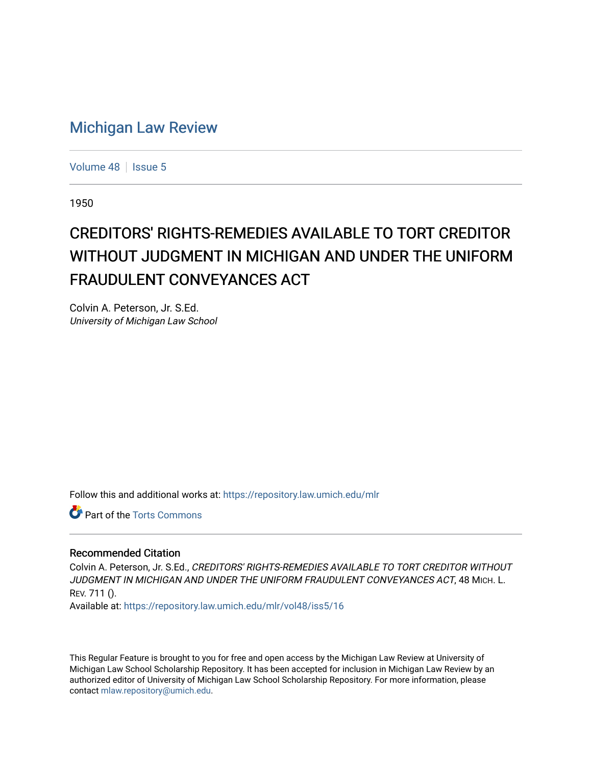# Michigan Law Review

Volume 48 | Issue 5

1950

## CREDITORS' RIGHTS-REMEDIES AVAILABLE TO TORT CREDITOR WITHOUT JUDGMENT IN MICHIGAN AND UNDER THE UNIFORM FRAUDULENT CONVEYANCES ACT

Colvin A. Peterson, Jr. S.Ed.
*University of Michigan Law School*

Follow this and additional works at: https://repository.law.umich.edu/mlr

Part of the Torts Commons

### Recommended Citation

Colvin A. Peterson, Jr. S.Ed., *CREDITORS' RIGHTS-REMEDIES AVAILABLE TO TORT CREDITOR WITHOUT JUDGMENT IN MICHIGAN AND UNDER THE UNIFORM FRAUDULENT CONVEYANCES ACT*, 48 MICH. L. REV. 711 ().
Available at: https://repository.law.umich.edu/mlr/vol48/iss5/16

This Regular Feature is brought to you for free and open access by the Michigan Law Review at University of Michigan Law School Scholarship Repository. It has been accepted for inclusion in Michigan Law Review by an authorized editor of University of Michigan Law School Scholarship Repository. For more information, please contact mlaw.repository@umich.edu.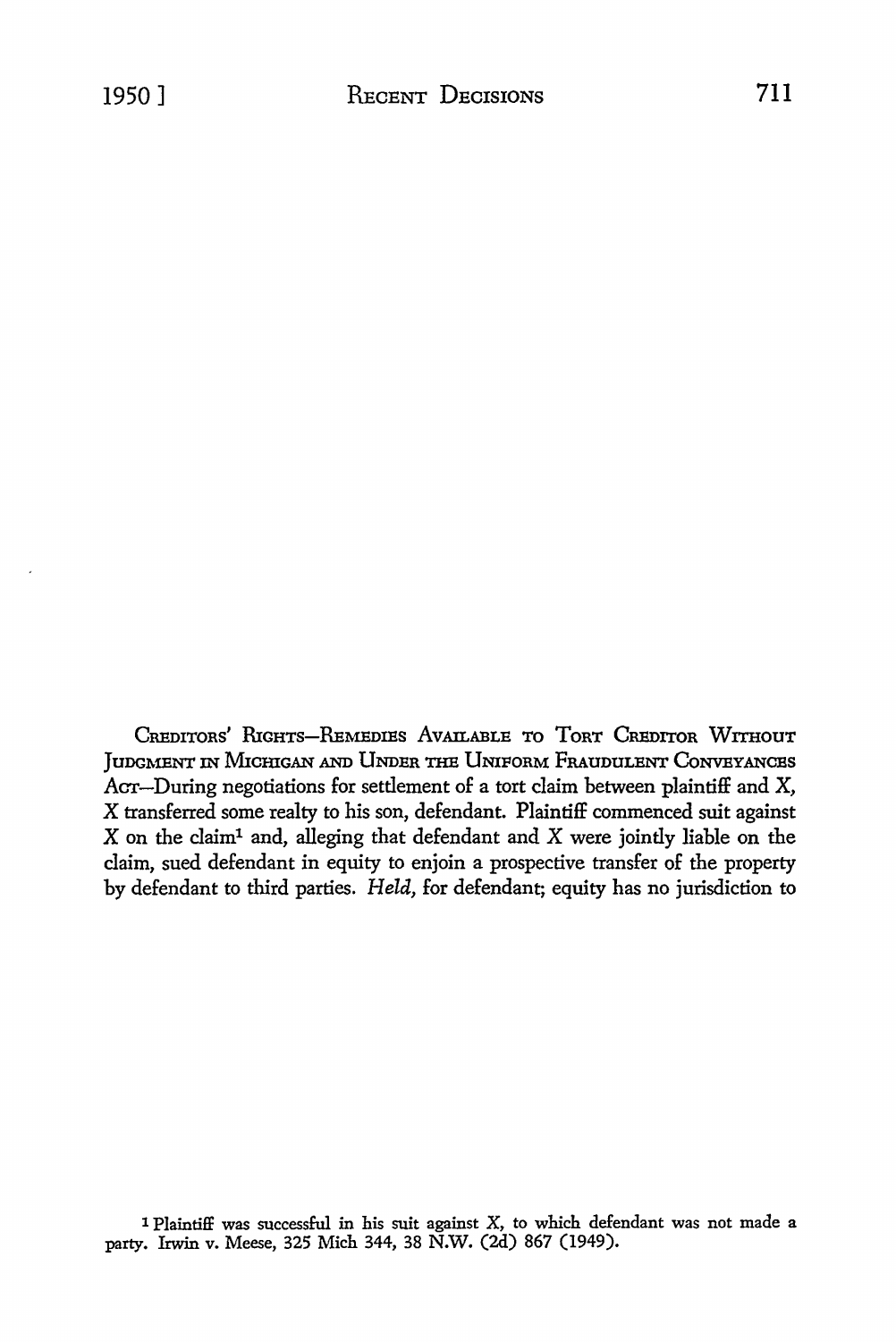CREDITORS' RIGHTS—REMEDIES AVAILABLE TO TORT CREDITOR WITHOUT JUDGMENT IN MICHIGAN AND UNDER THE UNIFORM FRAUDULENT CONVEYANCES ACT—During negotiations for settlement of a tort claim between plaintiff and X, X transferred some realty to his son, defendant. Plaintiff commenced suit against X on the claim[1] and, alleging that defendant and X were jointly liable on the claim, sued defendant in equity to enjoin a prospective transfer of the property by defendant to third parties. *Held,* for defendant; equity has no jurisdiction to

[1] Plaintiff was successful in his suit against X, to which defendant was not made a party. Irwin v. Meese, 325 Mich 344, 38 N.W. (2d) 867 (1949).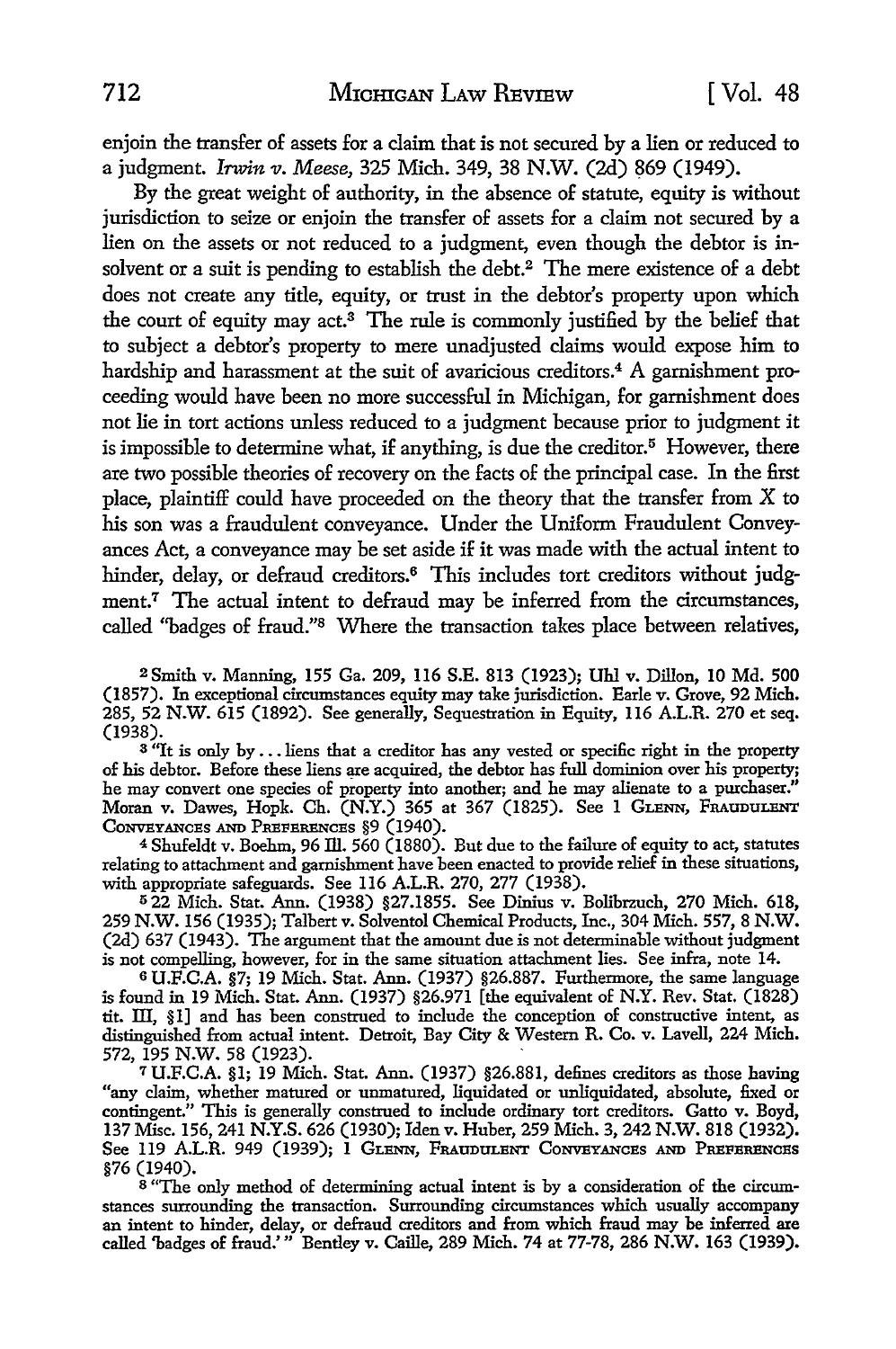enjoin the transfer of assets for a claim that is not secured by a lien or reduced to a judgment. *Irwin v. Meese*, 325 Mich. 349, 38 N.W. (2d) 869 (1949).

By the great weight of authority, in the absence of statute, equity is without jurisdiction to seize or enjoin the transfer of assets for a claim not secured by a lien on the assets or not reduced to a judgment, even though the debtor is insolvent or a suit is pending to establish the debt.[2] The mere existence of a debt does not create any title, equity, or trust in the debtor's property upon which the court of equity may act.[3] The rule is commonly justified by the belief that to subject a debtor's property to mere unadjusted claims would expose him to hardship and harassment at the suit of avaricious creditors.[4] A garnishment proceeding would have been no more successful in Michigan, for garnishment does not lie in tort actions unless reduced to a judgment because prior to judgment it is impossible to determine what, if anything, is due the creditor.[5] However, there are two possible theories of recovery on the facts of the principal case. In the first place, plaintiff could have proceeded on the theory that the transfer from X to his son was a fraudulent conveyance. Under the Uniform Fraudulent Conveyances Act, a conveyance may be set aside if it was made with the actual intent to hinder, delay, or defraud creditors.[6] This includes tort creditors without judgment.[7] The actual intent to defraud may be inferred from the circumstances, called "badges of fraud."[8] Where the transaction takes place between relatives,

[2] Smith v. Manning, 155 Ga. 209, 116 S.E. 813 (1923); Uhl v. Dillon, 10 Md. 500 (1857). In exceptional circumstances equity may take jurisdiction. Earle v. Grove, 92 Mich. 285, 52 N.W. 615 (1892). See generally, Sequestration in Equity, 116 A.L.R. 270 et seq. (1938).

[3] "It is only by . . . liens that a creditor has any vested or specific right in the property of his debtor. Before these liens are acquired, the debtor has full dominion over his property; he may convert one species of property into another; and he may alienate to a purchaser." Moran v. Dawes, Hopk. Ch. (N.Y.) 365 at 367 (1825). See 1 GLENN, FRAUDULENT CONVEYANCES AND PREFERENCES §9 (1940).

[4] Shufeldt v. Boehm, 96 Ill. 560 (1880). But due to the failure of equity to act, statutes relating to attachment and garnishment have been enacted to provide relief in these situations, with appropriate safeguards. See 116 A.L.R. 270, 277 (1938).

[5] 22 Mich. Stat. Ann. (1938) §27.1855. See Dinius v. Bolibrzuch, 270 Mich. 618, 259 N.W. 156 (1935); Talbert v. Solventol Chemical Products, Inc., 304 Mich. 557, 8 N.W. (2d) 637 (1943). The argument that the amount due is not determinable without judgment is not compelling, however, for in the same situation attachment lies. See infra, note 14.

[6] U.F.C.A. §7; 19 Mich. Stat. Ann. (1937) §26.887. Furthermore, the same language is found in 19 Mich. Stat. Ann. (1937) §26.971 [the equivalent of N.Y. Rev. Stat. (1828) tit. III, §1] and has been construed to include the conception of constructive intent, as distinguished from actual intent. Detroit, Bay City & Western R. Co. v. Lavell, 224 Mich. 572, 195 N.W. 58 (1923).

[7] U.F.C.A. §1; 19 Mich. Stat. Ann. (1937) §26.881, defines creditors as those having "any claim, whether matured or unmatured, liquidated or unliquidated, absolute, fixed or contingent." This is generally construed to include ordinary tort creditors. Gatto v. Boyd, 137 Misc. 156, 241 N.Y.S. 626 (1930); Iden v. Huber, 259 Mich. 3, 242 N.W. 818 (1932). See 119 A.L.R. 949 (1939); 1 GLENN, FRAUDULENT CONVEYANCES AND PREFERENCES §76 (1940).

[8] "The only method of determining actual intent is by a consideration of the circumstances surrounding the transaction. Surrounding circumstances which usually accompany an intent to hinder, delay, or defraud creditors and from which fraud may be inferred are called 'badges of fraud.'" Bentley v. Caille, 289 Mich. 74 at 77-78, 286 N.W. 163 (1939).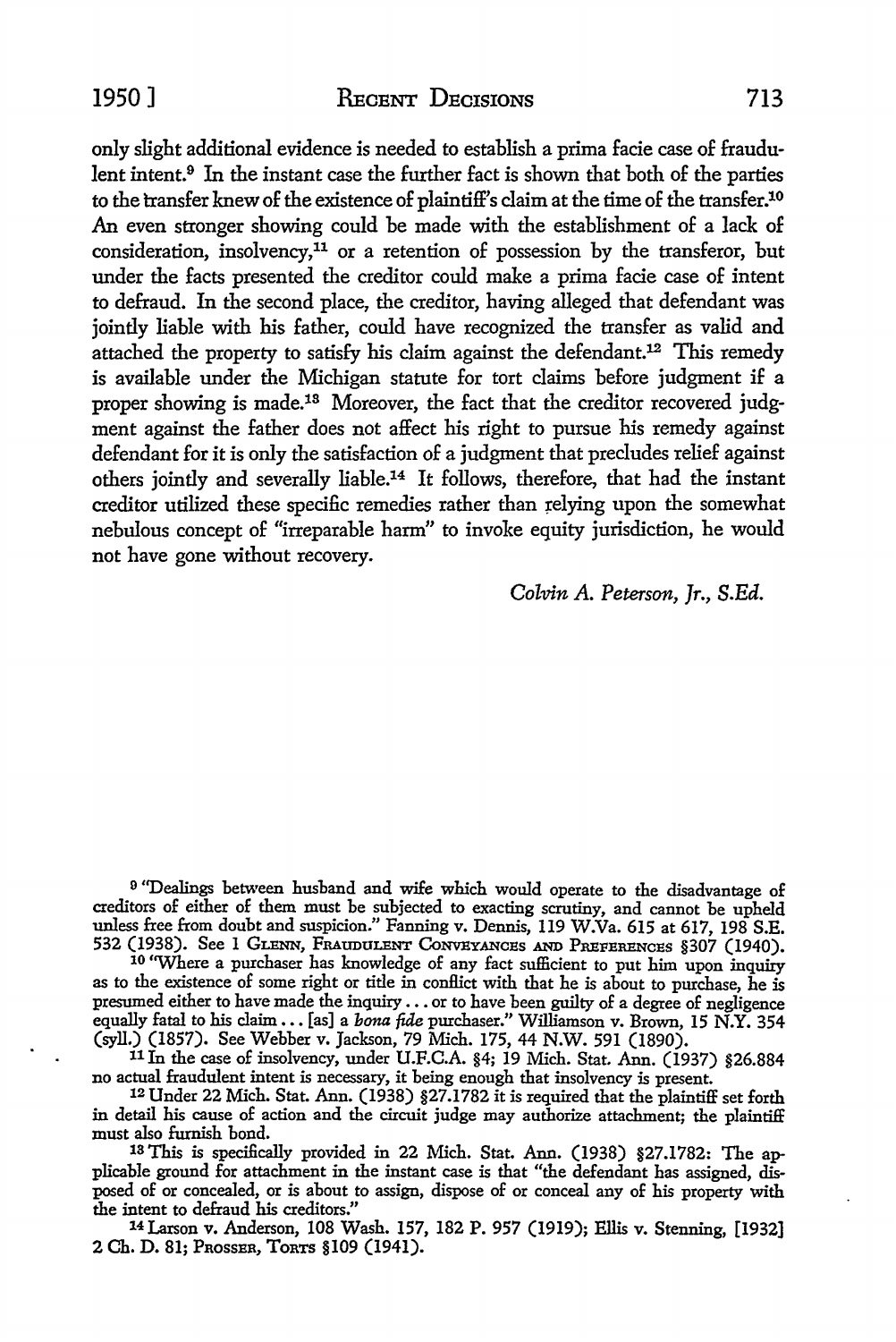only slight additional evidence is needed to establish a prima facie case of fraudulent intent.[9] In the instant case the further fact is shown that both of the parties to the transfer knew of the existence of plaintiff's claim at the time of the transfer.[10] An even stronger showing could be made with the establishment of a lack of consideration, insolvency,[11] or a retention of possession by the transferor, but under the facts presented the creditor could make a prima facie case of intent to defraud. In the second place, the creditor, having alleged that defendant was jointly liable with his father, could have recognized the transfer as valid and attached the property to satisfy his claim against the defendant.[12] This remedy is available under the Michigan statute for tort claims before judgment if a proper showing is made.[13] Moreover, the fact that the creditor recovered judgment against the father does not affect his right to pursue his remedy against defendant for it is only the satisfaction of a judgment that precludes relief against others jointly and severally liable.[14] It follows, therefore, that had the instant creditor utilized these specific remedies rather than relying upon the somewhat nebulous concept of "irreparable harm" to invoke equity jurisdiction, he would not have gone without recovery.

*Colvin A. Peterson, Jr., S.Ed.*

---

[9] "Dealings between husband and wife which would operate to the disadvantage of creditors of either of them must be subjected to exacting scrutiny, and cannot be upheld unless free from doubt and suspicion." Fanning v. Dennis, 119 W.Va. 615 at 617, 198 S.E. 532 (1938). See 1 GLENN, FRAUDULENT CONVEYANCES AND PREFERENCES §307 (1940).

[10] "Where a purchaser has knowledge of any fact sufficient to put him upon inquiry as to the existence of some right or title in conflict with that he is about to purchase, he is presumed either to have made the inquiry . . . or to have been guilty of a degree of negligence equally fatal to his claim . . . [as] a *bona fide* purchaser." Williamson v. Brown, 15 N.Y. 354 (syll.) (1857). See Webber v. Jackson, 79 Mich. 175, 44 N.W. 591 (1890).

[11] In the case of insolvency, under U.F.C.A. §4; 19 Mich. Stat. Ann. (1937) §26.884 no actual fraudulent intent is necessary, it being enough that insolvency is present.

[12] Under 22 Mich. Stat. Ann. (1938) §27.1782 it is required that the plaintiff set forth in detail his cause of action and the circuit judge may authorize attachment; the plaintiff must also furnish bond.

[13] This is specifically provided in 22 Mich. Stat. Ann. (1938) §27.1782: The applicable ground for attachment in the instant case is that "the defendant has assigned, disposed of or concealed, or is about to assign, dispose of or conceal any of his property with the intent to defraud his creditors."

[14] Larson v. Anderson, 108 Wash. 157, 182 P. 957 (1919); Ellis v. Stenning, [1932] 2 Ch. D. 81; PROSSER, TORTS §109 (1941).